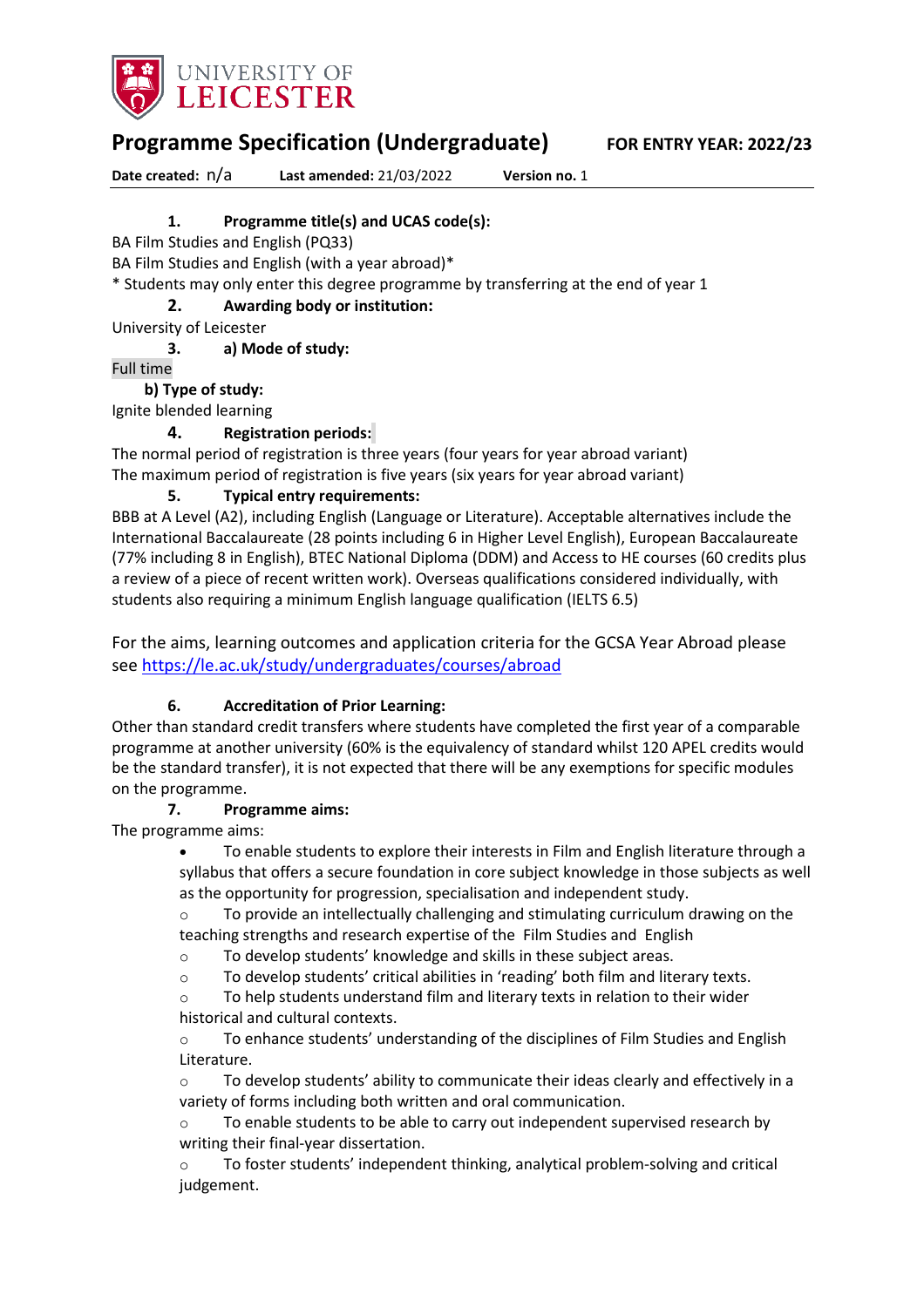UNIVERSITY OF LEICESTER

# Programme Specification (Undergraduate)

**FOR ENTRY YEAR: 2022/23**

**Date created:** n/a **Last amended:** 21/03/2022 **Version no.** 1

### 1. Programme title(s) and UCAS code(s):

BA Film Studies and English (PQ33)

BA Film Studies and English (with a year abroad)*

* Students may only enter this degree programme by transferring at the end of year 1

### 2. Awarding body or institution:

University of Leicester

### 3. a) Mode of study:

Full time

**b) Type of study:**

Ignite blended learning

### 4. Registration periods:

The normal period of registration is three years (four years for year abroad variant)

The maximum period of registration is five years (six years for year abroad variant)

### 5. Typical entry requirements:

BBB at A Level (A2), including English (Language or Literature). Acceptable alternatives include the International Baccalaureate (28 points including 6 in Higher Level English), European Baccalaureate (77% including 8 in English), BTEC National Diploma (DDM) and Access to HE courses (60 credits plus a review of a piece of recent written work). Overseas qualifications considered individually, with students also requiring a minimum English language qualification (IELTS 6.5)

For the aims, learning outcomes and application criteria for the GCSA Year Abroad please see https://le.ac.uk/study/undergraduates/courses/abroad

### 6. Accreditation of Prior Learning:

Other than standard credit transfers where students have completed the first year of a comparable programme at another university (60% is the equivalency of standard whilst 120 APEL credits would be the standard transfer), it is not expected that there will be any exemptions for specific modules on the programme.

### 7. Programme aims:

The programme aims:

- To enable students to explore their interests in Film and English literature through a syllabus that offers a secure foundation in core subject knowledge in those subjects as well as the opportunity for progression, specialisation and independent study.
    - To provide an intellectually challenging and stimulating curriculum drawing on the teaching strengths and research expertise of the Film Studies and English
    - To develop students' knowledge and skills in these subject areas.
    - To develop students' critical abilities in 'reading' both film and literary texts.
    - To help students understand film and literary texts in relation to their wider historical and cultural contexts.
    - To enhance students' understanding of the disciplines of Film Studies and English Literature.
    - To develop students' ability to communicate their ideas clearly and effectively in a variety of forms including both written and oral communication.
    - To enable students to be able to carry out independent supervised research by writing their final-year dissertation.
    - To foster students' independent thinking, analytical problem-solving and critical judgement.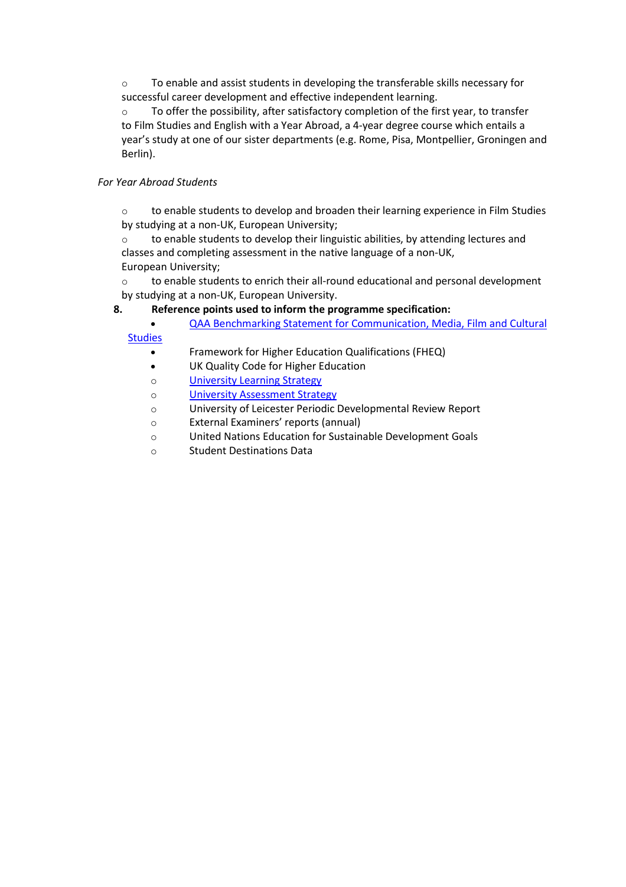- To enable and assist students in developing the transferable skills necessary for successful career development and effective independent learning.
- To offer the possibility, after satisfactory completion of the first year, to transfer to Film Studies and English with a Year Abroad, a 4-year degree course which entails a year's study at one of our sister departments (e.g. Rome, Pisa, Montpellier, Groningen and Berlin).

*For Year Abroad Students*

- to enable students to develop and broaden their learning experience in Film Studies by studying at a non-UK, European University;
- to enable students to develop their linguistic abilities, by attending lectures and classes and completing assessment in the native language of a non-UK, European University;
- to enable students to enrich their all-round educational and personal development by studying at a non-UK, European University.

**8. Reference points used to inform the programme specification:**

- QAA Benchmarking Statement for Communication, Media, Film and Cultural Studies
- Framework for Higher Education Qualifications (FHEQ)
- UK Quality Code for Higher Education
- University Learning Strategy
- University Assessment Strategy
- University of Leicester Periodic Developmental Review Report
- External Examiners' reports (annual)
- United Nations Education for Sustainable Development Goals
- Student Destinations Data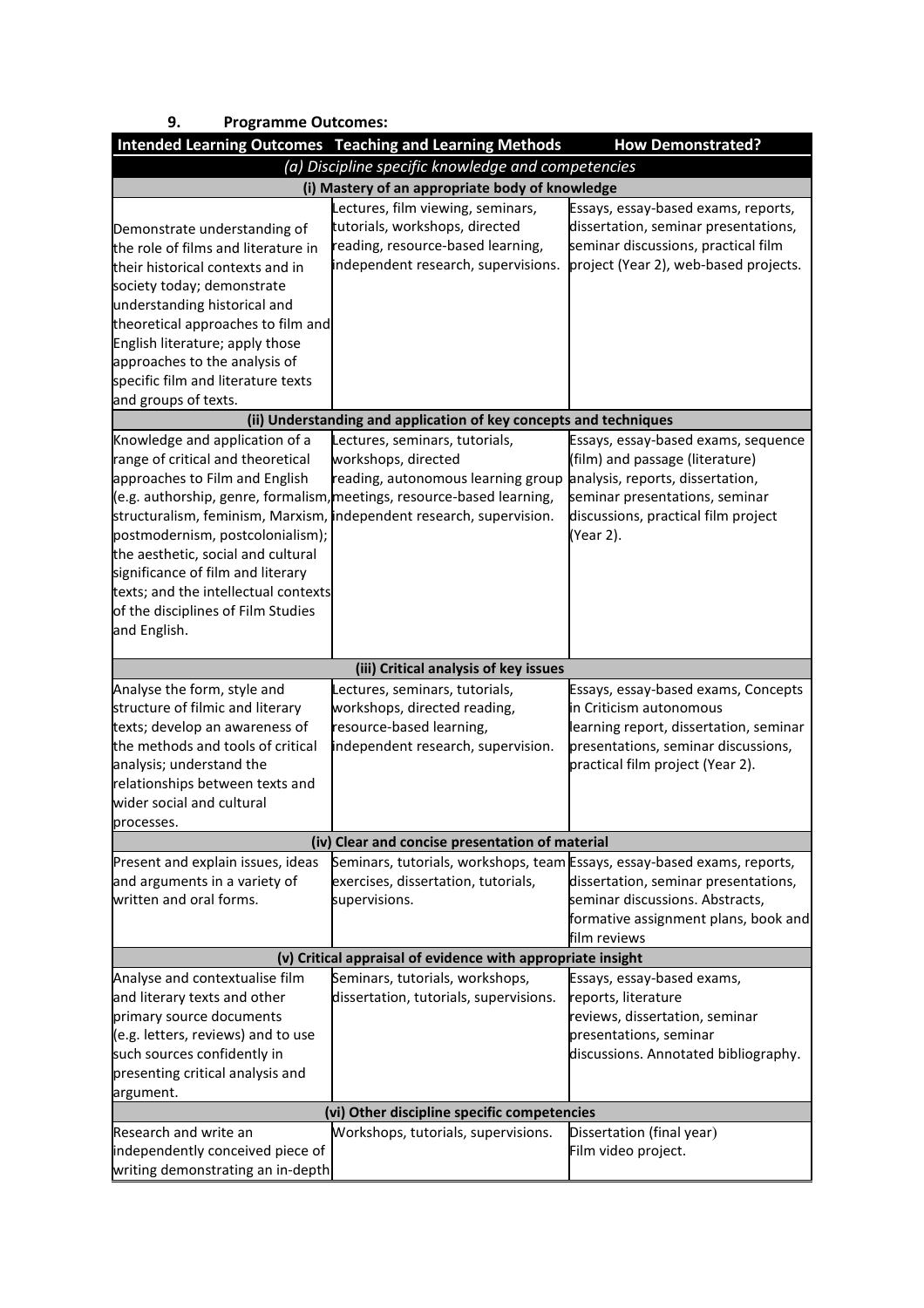## 9. Programme Outcomes:

| Intended Learning Outcomes | Teaching and Learning Methods | How Demonstrated? |
|---|---|---|
| *(a) Discipline specific knowledge and competencies* | | |
| **(i) Mastery of an appropriate body of knowledge** | | |
| Demonstrate understanding of the role of films and literature in their historical contexts and in society today; demonstrate understanding historical and theoretical approaches to film and English literature; apply those approaches to the analysis of specific film and literature texts and groups of texts. | Lectures, film viewing, seminars, tutorials, workshops, directed reading, resource-based learning, independent research, supervisions. | Essays, essay-based exams, reports, dissertation, seminar presentations, seminar discussions, practical film project (Year 2), web-based projects. |
| **(ii) Understanding and application of key concepts and techniques** | | |
| Knowledge and application of a range of critical and theoretical approaches to Film and English (e.g. authorship, genre, formalism, structuralism, feminism, Marxism, postmodernism, postcolonialism); the aesthetic, social and cultural significance of film and literary texts; and the intellectual contexts of the disciplines of Film Studies and English. | Lectures, seminars, tutorials, workshops, directed reading, autonomous learning group meetings, resource-based learning, independent research, supervision. | Essays, essay-based exams, sequence (film) and passage (literature) analysis, reports, dissertation, seminar presentations, seminar discussions, practical film project (Year 2). |
| **(iii) Critical analysis of key issues** | | |
| Analyse the form, style and structure of filmic and literary texts; develop an awareness of the methods and tools of critical analysis; understand the relationships between texts and wider social and cultural processes. | Lectures, seminars, tutorials, workshops, directed reading, resource-based learning, independent research, supervision. | Essays, essay-based exams, Concepts in Criticism autonomous learning report, dissertation, seminar presentations, seminar discussions, practical film project (Year 2). |
| **(iv) Clear and concise presentation of material** | | |
| Present and explain issues, ideas and arguments in a variety of written and oral forms. | Seminars, tutorials, workshops, team exercises, dissertation, tutorials, supervisions. | Essays, essay-based exams, reports, dissertation, seminar presentations, seminar discussions. Abstracts, formative assignment plans, book and film reviews |
| **(v) Critical appraisal of evidence with appropriate insight** | | |
| Analyse and contextualise film and literary texts and other primary source documents (e.g. letters, reviews) and to use such sources confidently in presenting critical analysis and argument. | Seminars, tutorials, workshops, dissertation, tutorials, supervisions. | Essays, essay-based exams, reports, literature reviews, dissertation, seminar presentations, seminar discussions. Annotated bibliography. |
| **(vi) Other discipline specific competencies** | | |
| Research and write an independently conceived piece of writing demonstrating an in-depth | Workshops, tutorials, supervisions. | Dissertation (final year) Film video project. |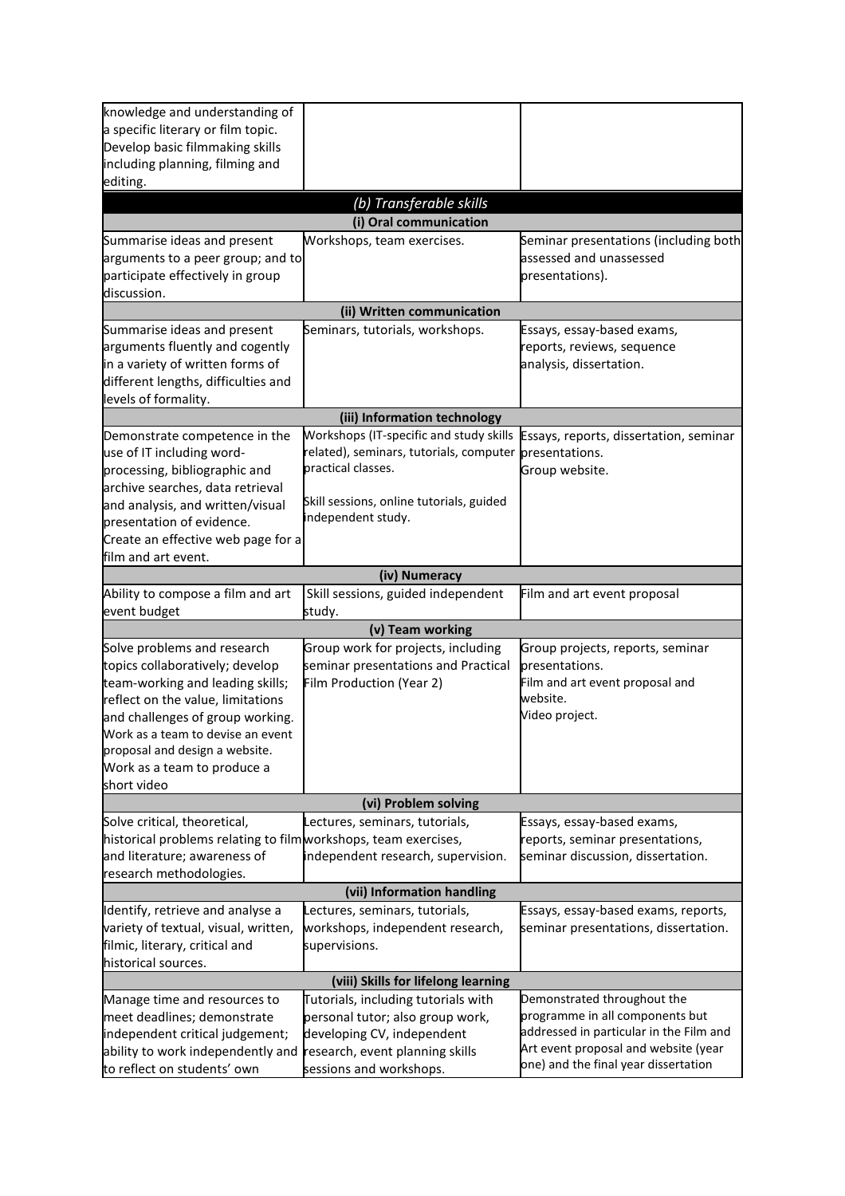| | | |
|---|---|---|
| knowledge and understanding of a specific literary or film topic. Develop basic filmmaking skills including planning, filming and editing. | | |
| *(b) Transferable skills* | | |
| **(i) Oral communication** | | |
| Summarise ideas and present arguments to a peer group; and to participate effectively in group discussion. | Workshops, team exercises. | Seminar presentations (including both assessed and unassessed presentations). |
| **(ii) Written communication** | | |
| Summarise ideas and present arguments fluently and cogently in a variety of written forms of different lengths, difficulties and levels of formality. | Seminars, tutorials, workshops. | Essays, essay-based exams, reports, reviews, sequence analysis, dissertation. |
| **(iii) Information technology** | | |
| Demonstrate competence in the use of IT including word-processing, bibliographic and archive searches, data retrieval and analysis, and written/visual presentation of evidence. Create an effective web page for a film and art event. | Workshops (IT-specific and study skills related), seminars, tutorials, computer practical classes. Skill sessions, online tutorials, guided independent study. | Essays, reports, dissertation, seminar presentations. Group website. |
| **(iv) Numeracy** | | |
| Ability to compose a film and art event budget | Skill sessions, guided independent study. | Film and art event proposal |
| **(v) Team working** | | |
| Solve problems and research topics collaboratively; develop team-working and leading skills; reflect on the value, limitations and challenges of group working. Work as a team to devise an event proposal and design a website. Work as a team to produce a short video | Group work for projects, including seminar presentations and Practical Film Production (Year 2) | Group projects, reports, seminar presentations. Film and art event proposal and website. Video project. |
| **(vi) Problem solving** | | |
| Solve critical, theoretical, historical problems relating to film and literature; awareness of research methodologies. | Lectures, seminars, tutorials, workshops, team exercises, independent research, supervision. | Essays, essay-based exams, reports, seminar presentations, seminar discussion, dissertation. |
| **(vii) Information handling** | | |
| Identify, retrieve and analyse a variety of textual, visual, written, filmic, literary, critical and historical sources. | Lectures, seminars, tutorials, workshops, independent research, supervisions. | Essays, essay-based exams, reports, seminar presentations, dissertation. |
| **(viii) Skills for lifelong learning** | | |
| Manage time and resources to meet deadlines; demonstrate independent critical judgement; ability to work independently and to reflect on students' own | Tutorials, including tutorials with personal tutor; also group work, developing CV, independent research, event planning skills sessions and workshops. | Demonstrated throughout the programme in all components but addressed in particular in the Film and Art event proposal and website (year one) and the final year dissertation |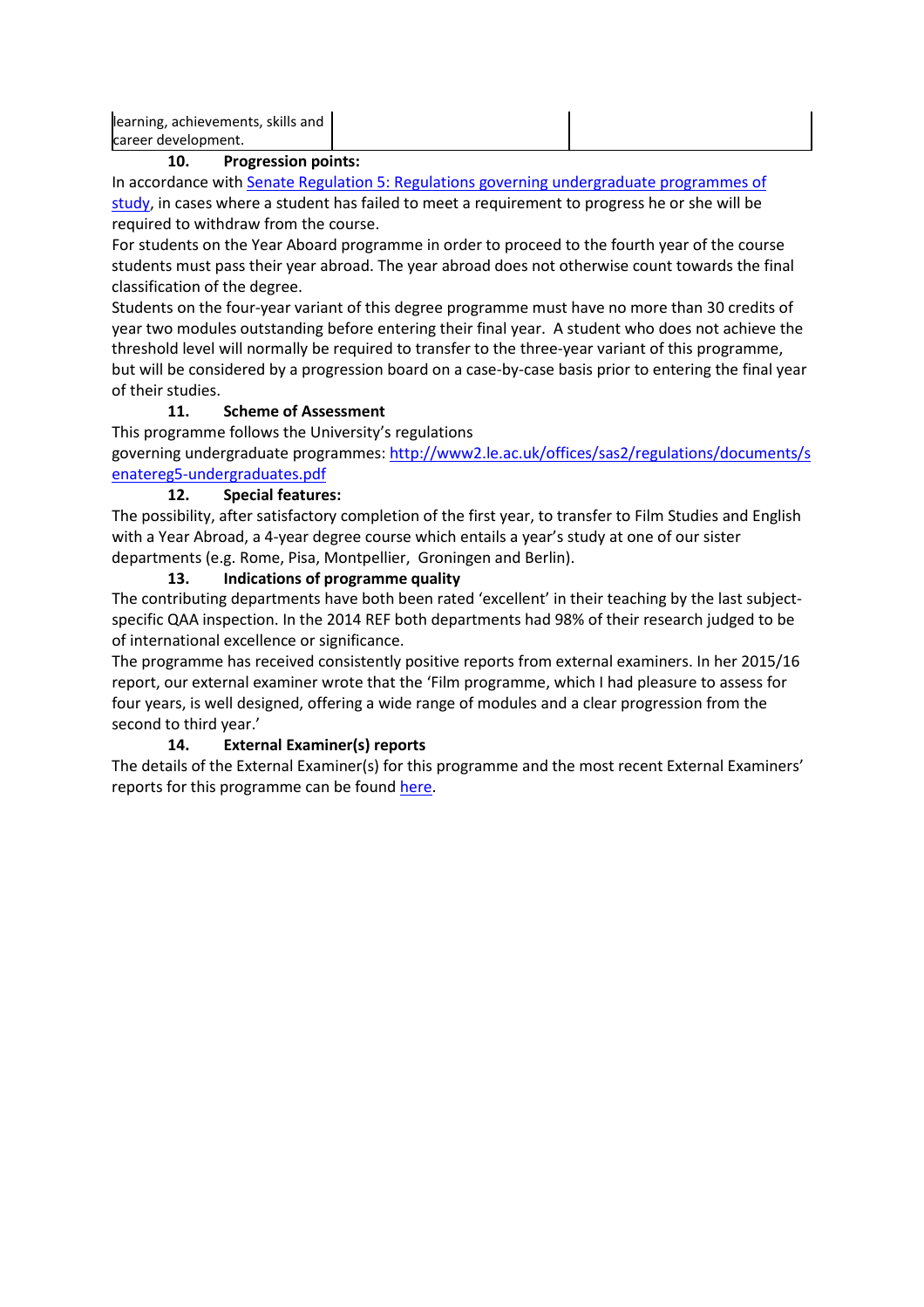| learning, achievements, skills and career development. | | |
|---|---|---|

### 10. Progression points:

In accordance with [Senate Regulation 5: Regulations governing undergraduate programmes of study](), in cases where a student has failed to meet a requirement to progress he or she will be required to withdraw from the course.

For students on the Year Aboard programme in order to proceed to the fourth year of the course students must pass their year abroad. The year abroad does not otherwise count towards the final classification of the degree.

Students on the four-year variant of this degree programme must have no more than 30 credits of year two modules outstanding before entering their final year. A student who does not achieve the threshold level will normally be required to transfer to the three-year variant of this programme, but will be considered by a progression board on a case-by-case basis prior to entering the final year of their studies.

### 11. Scheme of Assessment

This programme follows the University's regulations governing undergraduate programmes: http://www2.le.ac.uk/offices/sas2/regulations/documents/senatereg5-undergraduates.pdf

### 12. Special features:

The possibility, after satisfactory completion of the first year, to transfer to Film Studies and English with a Year Abroad, a 4-year degree course which entails a year's study at one of our sister departments (e.g. Rome, Pisa, Montpellier, Groningen and Berlin).

### 13. Indications of programme quality

The contributing departments have both been rated 'excellent' in their teaching by the last subject-specific QAA inspection. In the 2014 REF both departments had 98% of their research judged to be of international excellence or significance.

The programme has received consistently positive reports from external examiners. In her 2015/16 report, our external examiner wrote that the 'Film programme, which I had pleasure to assess for four years, is well designed, offering a wide range of modules and a clear progression from the second to third year.'

### 14. External Examiner(s) reports

The details of the External Examiner(s) for this programme and the most recent External Examiners' reports for this programme can be found here.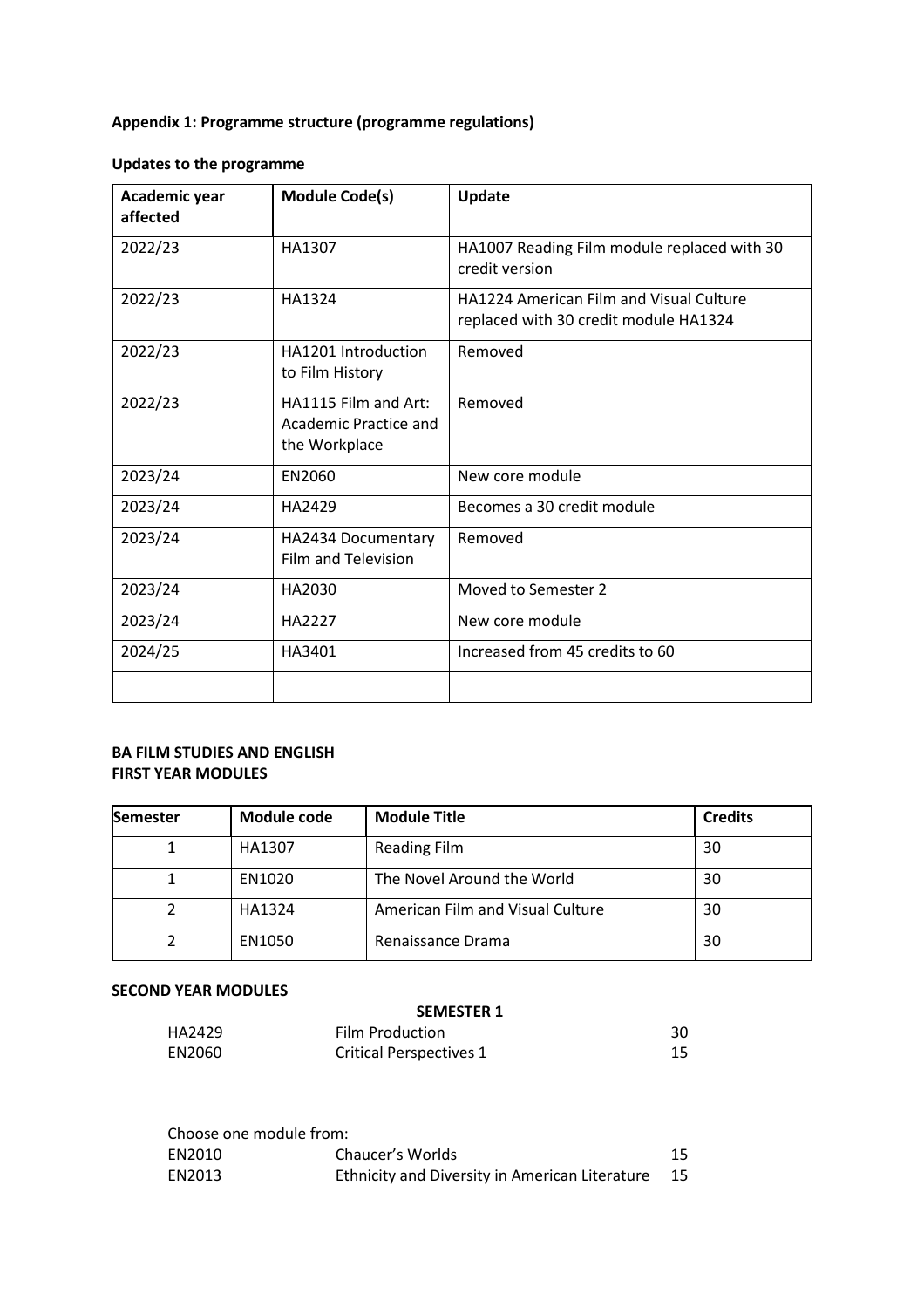**Appendix 1: Programme structure (programme regulations)**

**Updates to the programme**

| Academic year affected | Module Code(s) | Update |
|---|---|---|
| 2022/23 | HA1307 | HA1007 Reading Film module replaced with 30 credit version |
| 2022/23 | HA1324 | HA1224 American Film and Visual Culture replaced with 30 credit module HA1324 |
| 2022/23 | HA1201 Introduction to Film History | Removed |
| 2022/23 | HA1115 Film and Art: Academic Practice and the Workplace | Removed |
| 2023/24 | EN2060 | New core module |
| 2023/24 | HA2429 | Becomes a 30 credit module |
| 2023/24 | HA2434 Documentary Film and Television | Removed |
| 2023/24 | HA2030 | Moved to Semester 2 |
| 2023/24 | HA2227 | New core module |
| 2024/25 | HA3401 | Increased from 45 credits to 60 |
| | | |

**BA FILM STUDIES AND ENGLISH**
**FIRST YEAR MODULES**

| Semester | Module code | Module Title | Credits |
|---|---|---|---|
| 1 | HA1307 | Reading Film | 30 |
| 1 | EN1020 | The Novel Around the World | 30 |
| 2 | HA1324 | American Film and Visual Culture | 30 |
| 2 | EN1050 | Renaissance Drama | 30 |

**SECOND YEAR MODULES**

**SEMESTER 1**

| | | |
|---|---|---|
| HA2429 | Film Production | 30 |
| EN2060 | Critical Perspectives 1 | 15 |

Choose one module from:

| | | |
|---|---|---|
| EN2010 | Chaucer's Worlds | 15 |
| EN2013 | Ethnicity and Diversity in American Literature | 15 |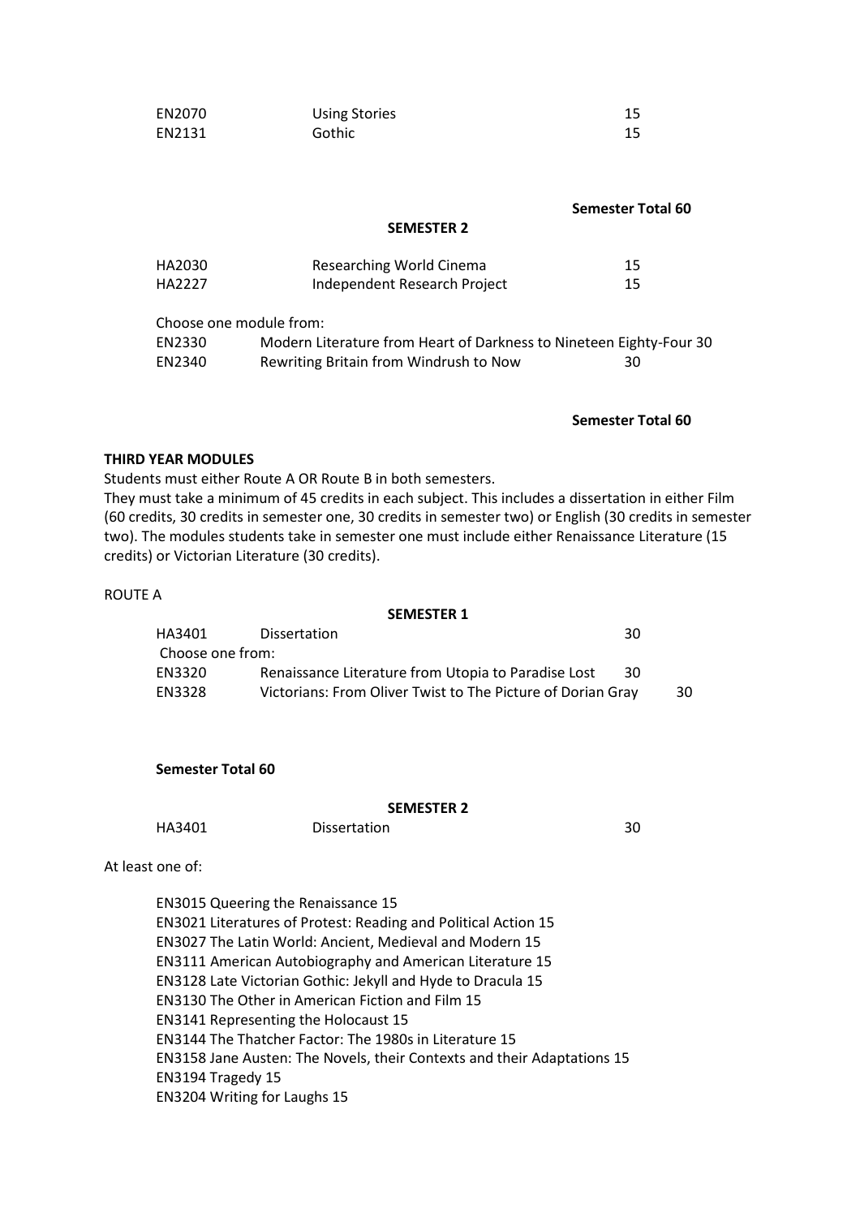| | | |
|---|---|---|
| EN2070 | Using Stories | 15 |
| EN2131 | Gothic | 15 |

**Semester Total 60**

**SEMESTER 2**

| | | |
|---|---|---|
| HA2030 | Researching World Cinema | 15 |
| HA2227 | Independent Research Project | 15 |

Choose one module from:

| | | |
|---|---|---|
| EN2330 | Modern Literature from Heart of Darkness to Nineteen Eighty-Four | 30 |
| EN2340 | Rewriting Britain from Windrush to Now | 30 |

**Semester Total 60**

**THIRD YEAR MODULES**

Students must either Route A OR Route B in both semesters.

They must take a minimum of 45 credits in each subject. This includes a dissertation in either Film (60 credits, 30 credits in semester one, 30 credits in semester two) or English (30 credits in semester two). The modules students take in semester one must include either Renaissance Literature (15 credits) or Victorian Literature (30 credits).

ROUTE A

**SEMESTER 1**

| | | |
|---|---|---|
| HA3401 | Dissertation | 30 |

Choose one from:

| | | |
|---|---|---|
| EN3320 | Renaissance Literature from Utopia to Paradise Lost | 30 |
| EN3328 | Victorians: From Oliver Twist to The Picture of Dorian Gray | 30 |

**Semester Total 60**

**SEMESTER 2**

| | | |
|---|---|---|
| HA3401 | Dissertation | 30 |

At least one of:

- EN3015 Queering the Renaissance 15
- EN3021 Literatures of Protest: Reading and Political Action 15
- EN3027 The Latin World: Ancient, Medieval and Modern 15
- EN3111 American Autobiography and American Literature 15
- EN3128 Late Victorian Gothic: Jekyll and Hyde to Dracula 15
- EN3130 The Other in American Fiction and Film 15
- EN3141 Representing the Holocaust 15
- EN3144 The Thatcher Factor: The 1980s in Literature 15
- EN3158 Jane Austen: The Novels, their Contexts and their Adaptations 15
- EN3194 Tragedy 15
- EN3204 Writing for Laughs 15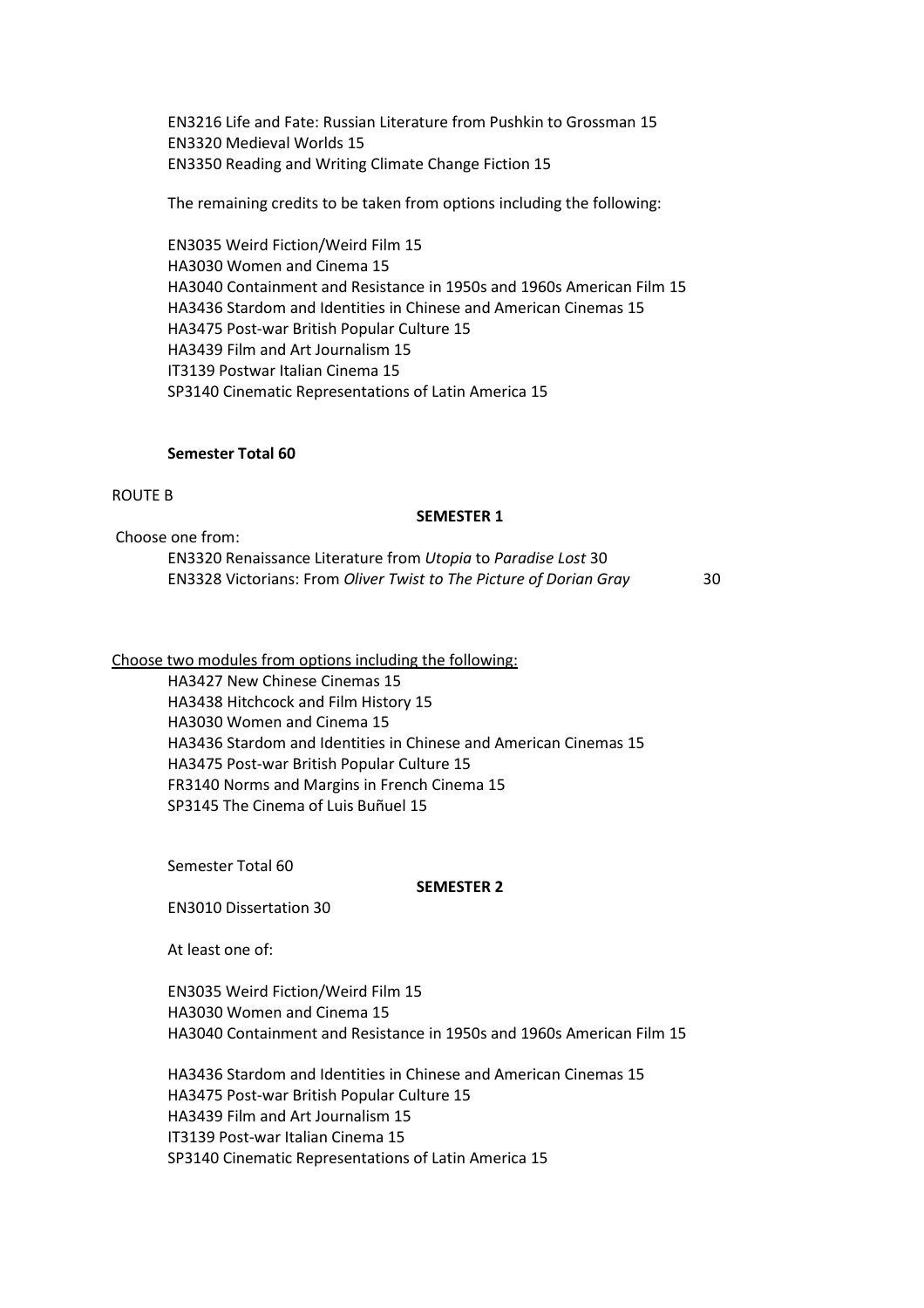EN3216 Life and Fate: Russian Literature from Pushkin to Grossman 15
EN3320 Medieval Worlds 15
EN3350 Reading and Writing Climate Change Fiction 15

The remaining credits to be taken from options including the following:

EN3035 Weird Fiction/Weird Film 15
HA3030 Women and Cinema 15
HA3040 Containment and Resistance in 1950s and 1960s American Film 15
HA3436 Stardom and Identities in Chinese and American Cinemas 15
HA3475 Post-war British Popular Culture 15
HA3439 Film and Art Journalism 15
IT3139 Postwar Italian Cinema 15
SP3140 Cinematic Representations of Latin America 15

**Semester Total 60**

ROUTE B

**SEMESTER 1**

Choose one from:

EN3320 Renaissance Literature from *Utopia* to *Paradise Lost* 30
EN3328 Victorians: From *Oliver Twist to The Picture of Dorian Gray* 30

Choose two modules from options including the following:

HA3427 New Chinese Cinemas 15
HA3438 Hitchcock and Film History 15
HA3030 Women and Cinema 15
HA3436 Stardom and Identities in Chinese and American Cinemas 15
HA3475 Post-war British Popular Culture 15
FR3140 Norms and Margins in French Cinema 15
SP3145 The Cinema of Luis Buñuel 15

Semester Total 60

**SEMESTER 2**

EN3010 Dissertation 30

At least one of:

EN3035 Weird Fiction/Weird Film 15
HA3030 Women and Cinema 15
HA3040 Containment and Resistance in 1950s and 1960s American Film 15

HA3436 Stardom and Identities in Chinese and American Cinemas 15
HA3475 Post-war British Popular Culture 15
HA3439 Film and Art Journalism 15
IT3139 Post-war Italian Cinema 15
SP3140 Cinematic Representations of Latin America 15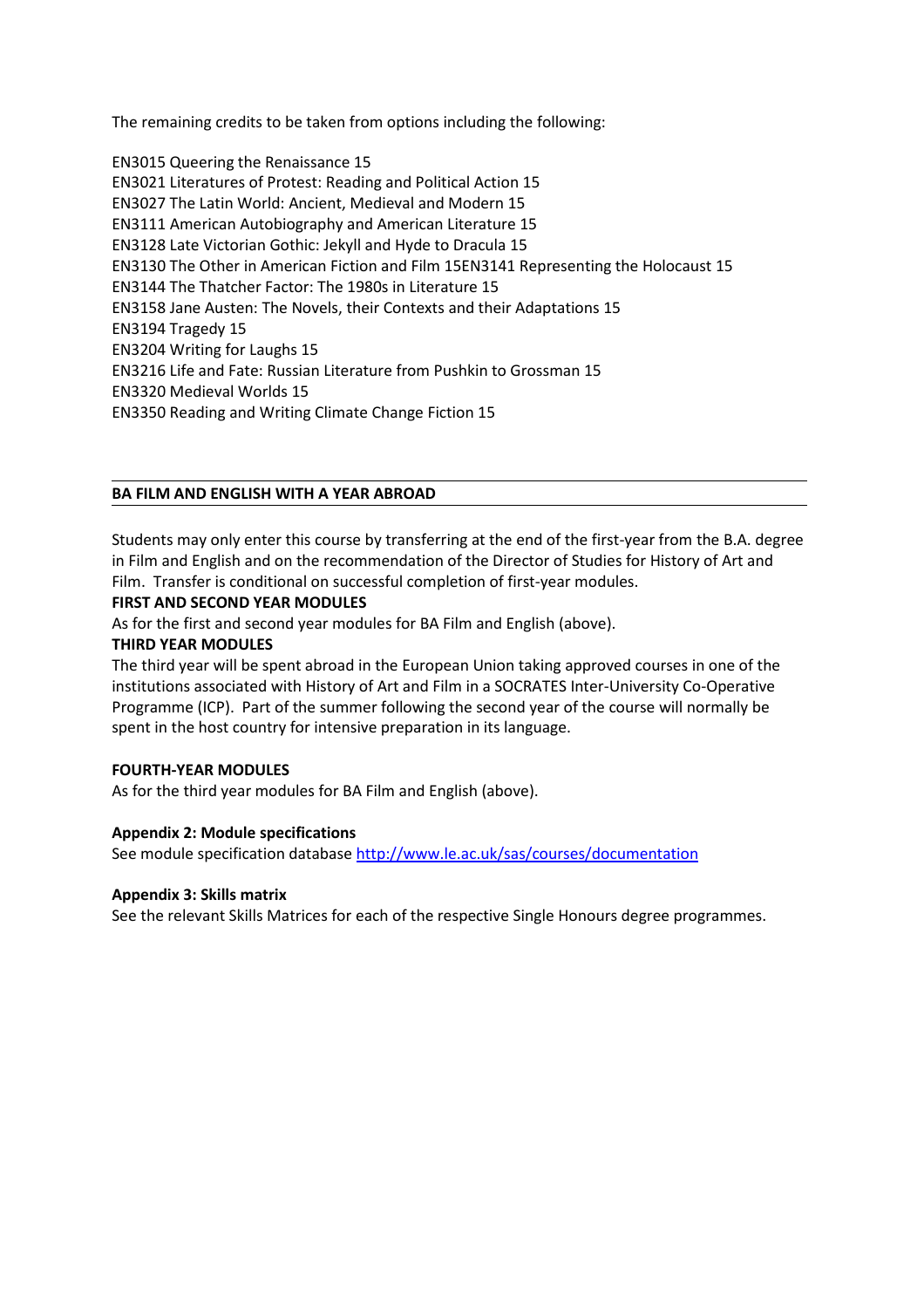The remaining credits to be taken from options including the following:

EN3015 Queering the Renaissance 15
EN3021 Literatures of Protest: Reading and Political Action 15
EN3027 The Latin World: Ancient, Medieval and Modern 15
EN3111 American Autobiography and American Literature 15
EN3128 Late Victorian Gothic: Jekyll and Hyde to Dracula 15
EN3130 The Other in American Fiction and Film 15EN3141 Representing the Holocaust 15
EN3144 The Thatcher Factor: The 1980s in Literature 15
EN3158 Jane Austen: The Novels, their Contexts and their Adaptations 15
EN3194 Tragedy 15
EN3204 Writing for Laughs 15
EN3216 Life and Fate: Russian Literature from Pushkin to Grossman 15
EN3320 Medieval Worlds 15
EN3350 Reading and Writing Climate Change Fiction 15

---

**BA FILM AND ENGLISH WITH A YEAR ABROAD**

---

Students may only enter this course by transferring at the end of the first-year from the B.A. degree in Film and English and on the recommendation of the Director of Studies for History of Art and Film. Transfer is conditional on successful completion of first-year modules.

**FIRST AND SECOND YEAR MODULES**

As for the first and second year modules for BA Film and English (above).

**THIRD YEAR MODULES**

The third year will be spent abroad in the European Union taking approved courses in one of the institutions associated with History of Art and Film in a SOCRATES Inter-University Co-Operative Programme (ICP). Part of the summer following the second year of the course will normally be spent in the host country for intensive preparation in its language.

**FOURTH-YEAR MODULES**

As for the third year modules for BA Film and English (above).

**Appendix 2: Module specifications**

See module specification database http://www.le.ac.uk/sas/courses/documentation

**Appendix 3: Skills matrix**

See the relevant Skills Matrices for each of the respective Single Honours degree programmes.